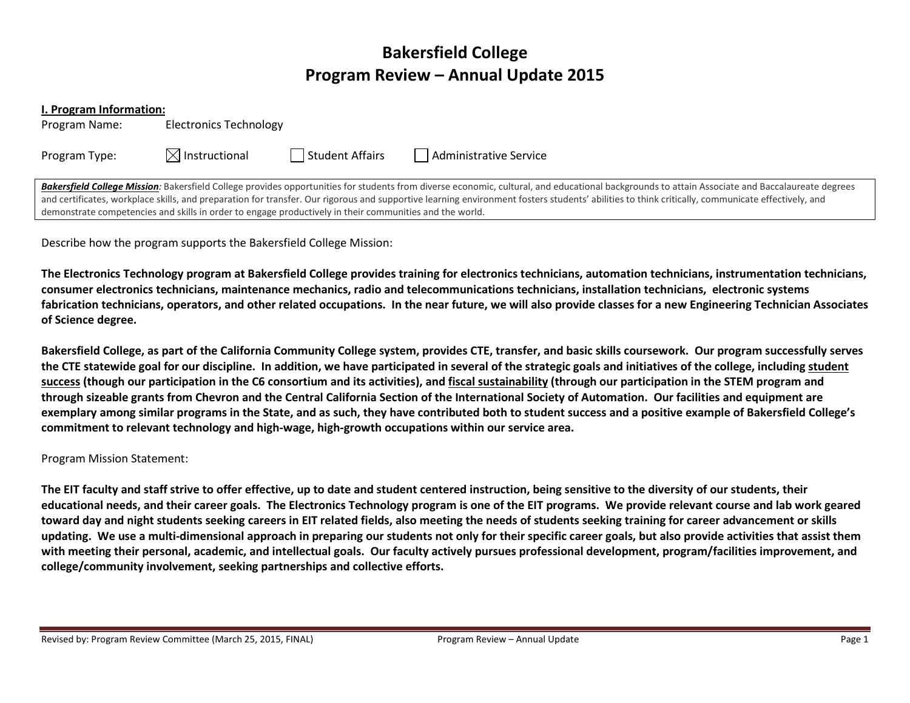# Bakersfield College
# Program Review – Annual Update 2015

**I. Program Information:**

Program Name: Electronics Technology

Program Type: ☒ Instructional ☐ Student Affairs ☐ Administrative Service

***Bakersfield College Mission**:* Bakersfield College provides opportunities for students from diverse economic, cultural, and educational backgrounds to attain Associate and Baccalaureate degrees and certificates, workplace skills, and preparation for transfer. Our rigorous and supportive learning environment fosters students' abilities to think critically, communicate effectively, and demonstrate competencies and skills in order to engage productively in their communities and the world.

Describe how the program supports the Bakersfield College Mission:

**The Electronics Technology program at Bakersfield College provides training for electronics technicians, automation technicians, instrumentation technicians, consumer electronics technicians, maintenance mechanics, radio and telecommunications technicians, installation technicians, electronic systems fabrication technicians, operators, and other related occupations. In the near future, we will also provide classes for a new Engineering Technician Associates of Science degree.**

**Bakersfield College, as part of the California Community College system, provides CTE, transfer, and basic skills coursework. Our program successfully serves the CTE statewide goal for our discipline. In addition, we have participated in several of the strategic goals and initiatives of the college, including student success (though our participation in the C6 consortium and its activities), and fiscal sustainability (through our participation in the STEM program and through sizeable grants from Chevron and the Central California Section of the International Society of Automation. Our facilities and equipment are exemplary among similar programs in the State, and as such, they have contributed both to student success and a positive example of Bakersfield College's commitment to relevant technology and high-wage, high-growth occupations within our service area.**

Program Mission Statement:

**The EIT faculty and staff strive to offer effective, up to date and student centered instruction, being sensitive to the diversity of our students, their educational needs, and their career goals. The Electronics Technology program is one of the EIT programs. We provide relevant course and lab work geared toward day and night students seeking careers in EIT related fields, also meeting the needs of students seeking training for career advancement or skills updating. We use a multi-dimensional approach in preparing our students not only for their specific career goals, but also provide activities that assist them with meeting their personal, academic, and intellectual goals. Our faculty actively pursues professional development, program/facilities improvement, and college/community involvement, seeking partnerships and collective efforts.**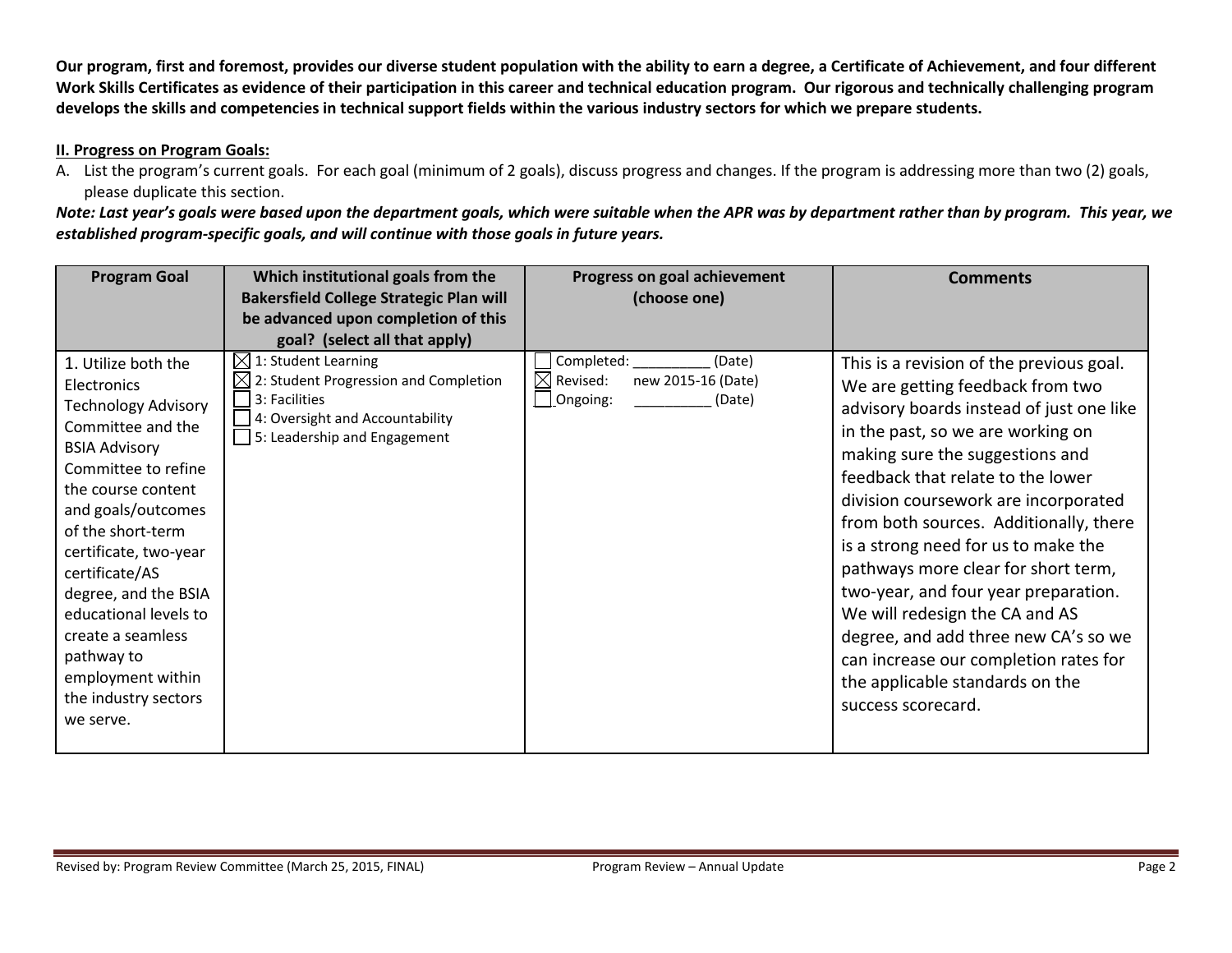**Our program, first and foremost, provides our diverse student population with the ability to earn a degree, a Certificate of Achievement, and four different Work Skills Certificates as evidence of their participation in this career and technical education program. Our rigorous and technically challenging program develops the skills and competencies in technical support fields within the various industry sectors for which we prepare students.**

**II. Progress on Program Goals:**

A. List the program's current goals. For each goal (minimum of 2 goals), discuss progress and changes. If the program is addressing more than two (2) goals, please duplicate this section.

***Note: Last year's goals were based upon the department goals, which were suitable when the APR was by department rather than by program. This year, we established program-specific goals, and will continue with those goals in future years.***

| Program Goal | Which institutional goals from the Bakersfield College Strategic Plan will be advanced upon completion of this goal? (select all that apply) | Progress on goal achievement (choose one) | Comments |
|---|---|---|---|
| 1. Utilize both the Electronics Technology Advisory Committee and the BSIA Advisory Committee to refine the course content and goals/outcomes of the short-term certificate, two-year certificate/AS degree, and the BSIA educational levels to create a seamless pathway to employment within the industry sectors we serve. | ☒ 1: Student Learning<br>☒ 2: Student Progression and Completion<br>☐ 3: Facilities<br>☐ 4: Oversight and Accountability<br>☐ 5: Leadership and Engagement | ☐ Completed: __________ (Date)<br>☒ Revised: new 2015-16 (Date)<br>☐ Ongoing: __________ (Date) | This is a revision of the previous goal. We are getting feedback from two advisory boards instead of just one like in the past, so we are working on making sure the suggestions and feedback that relate to the lower division coursework are incorporated from both sources. Additionally, there is a strong need for us to make the pathways more clear for short term, two-year, and four year preparation. We will redesign the CA and AS degree, and add three new CA's so we can increase our completion rates for the applicable standards on the success scorecard. |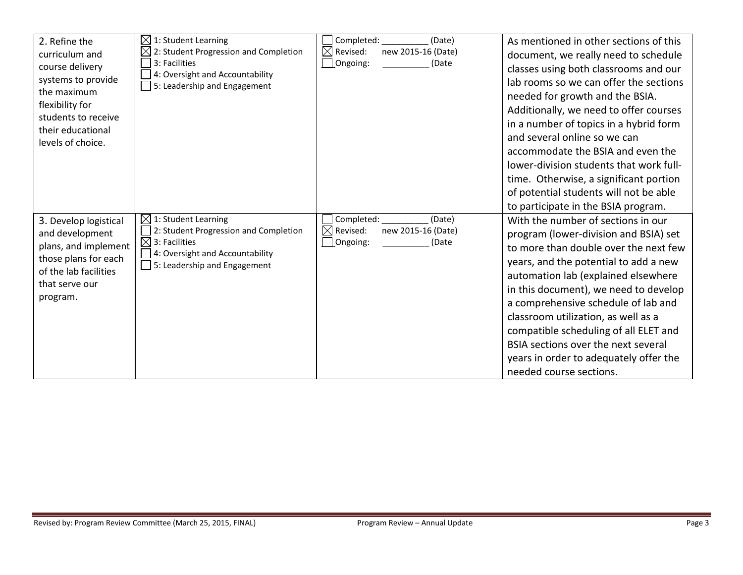| | | | |
|---|---|---|---|
| 2. Refine the curriculum and course delivery systems to provide the maximum flexibility for students to receive their educational levels of choice. | ☒ 1: Student Learning<br>☒ 2: Student Progression and Completion<br>☐ 3: Facilities<br>☐ 4: Oversight and Accountability<br>☐ 5: Leadership and Engagement | ☐ Completed: __________ (Date)<br>☒ Revised: new 2015-16 (Date)<br>☐ Ongoing: __________ (Date | As mentioned in other sections of this document, we really need to schedule classes using both classrooms and our lab rooms so we can offer the sections needed for growth and the BSIA. Additionally, we need to offer courses in a number of topics in a hybrid form and several online so we can accommodate the BSIA and even the lower-division students that work full-time. Otherwise, a significant portion of potential students will not be able to participate in the BSIA program. |
| 3. Develop logistical and development plans, and implement those plans for each of the lab facilities that serve our program. | ☒ 1: Student Learning<br>☐ 2: Student Progression and Completion<br>☒ 3: Facilities<br>☐ 4: Oversight and Accountability<br>☐ 5: Leadership and Engagement | ☐ Completed: __________ (Date)<br>☒ Revised: new 2015-16 (Date)<br>☐ Ongoing: __________ (Date | With the number of sections in our program (lower-division and BSIA) set to more than double over the next few years, and the potential to add a new automation lab (explained elsewhere in this document), we need to develop a comprehensive schedule of lab and classroom utilization, as well as a compatible scheduling of all ELET and BSIA sections over the next several years in order to adequately offer the needed course sections. |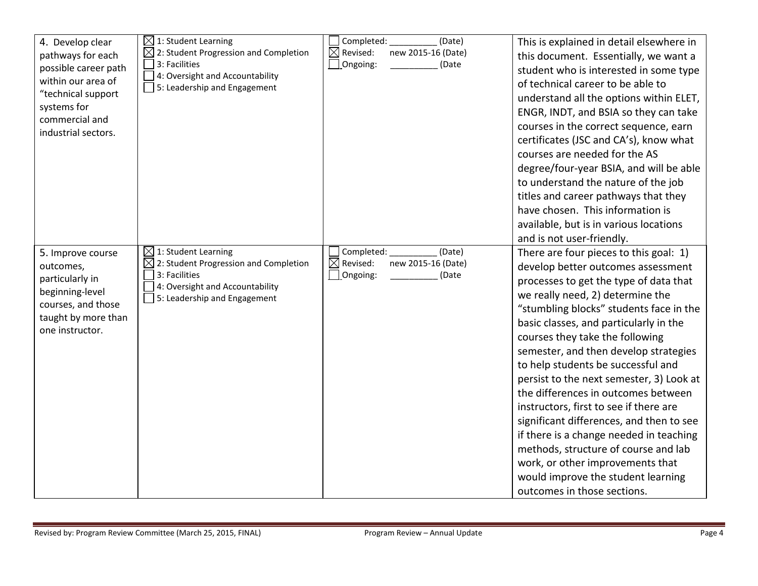| | | | |
|---|---|---|---|
| 4. Develop clear pathways for each possible career path within our area of "technical support systems for commercial and industrial sectors. | ☒ 1: Student Learning<br>☒ 2: Student Progression and Completion<br>☐ 3: Facilities<br>☐ 4: Oversight and Accountability<br>☐ 5: Leadership and Engagement | ☐ Completed: __________ (Date)<br>☒ Revised: new 2015-16 (Date)<br>☐ Ongoing: __________ (Date | This is explained in detail elsewhere in this document. Essentially, we want a student who is interested in some type of technical career to be able to understand all the options within ELET, ENGR, INDT, and BSIA so they can take courses in the correct sequence, earn certificates (JSC and CA's), know what courses are needed for the AS degree/four-year BSIA, and will be able to understand the nature of the job titles and career pathways that they have chosen. This information is available, but is in various locations and is not user-friendly. |
| 5. Improve course outcomes, particularly in beginning-level courses, and those taught by more than one instructor. | ☒ 1: Student Learning<br>☒ 2: Student Progression and Completion<br>☐ 3: Facilities<br>☐ 4: Oversight and Accountability<br>☐ 5: Leadership and Engagement | ☐ Completed: __________ (Date)<br>☒ Revised: new 2015-16 (Date)<br>☐ Ongoing: __________ (Date | There are four pieces to this goal: 1) develop better outcomes assessment processes to get the type of data that we really need, 2) determine the "stumbling blocks" students face in the basic classes, and particularly in the courses they take the following semester, and then develop strategies to help students be successful and persist to the next semester, 3) Look at the differences in outcomes between instructors, first to see if there are significant differences, and then to see if there is a change needed in teaching methods, structure of course and lab work, or other improvements that would improve the student learning outcomes in those sections. |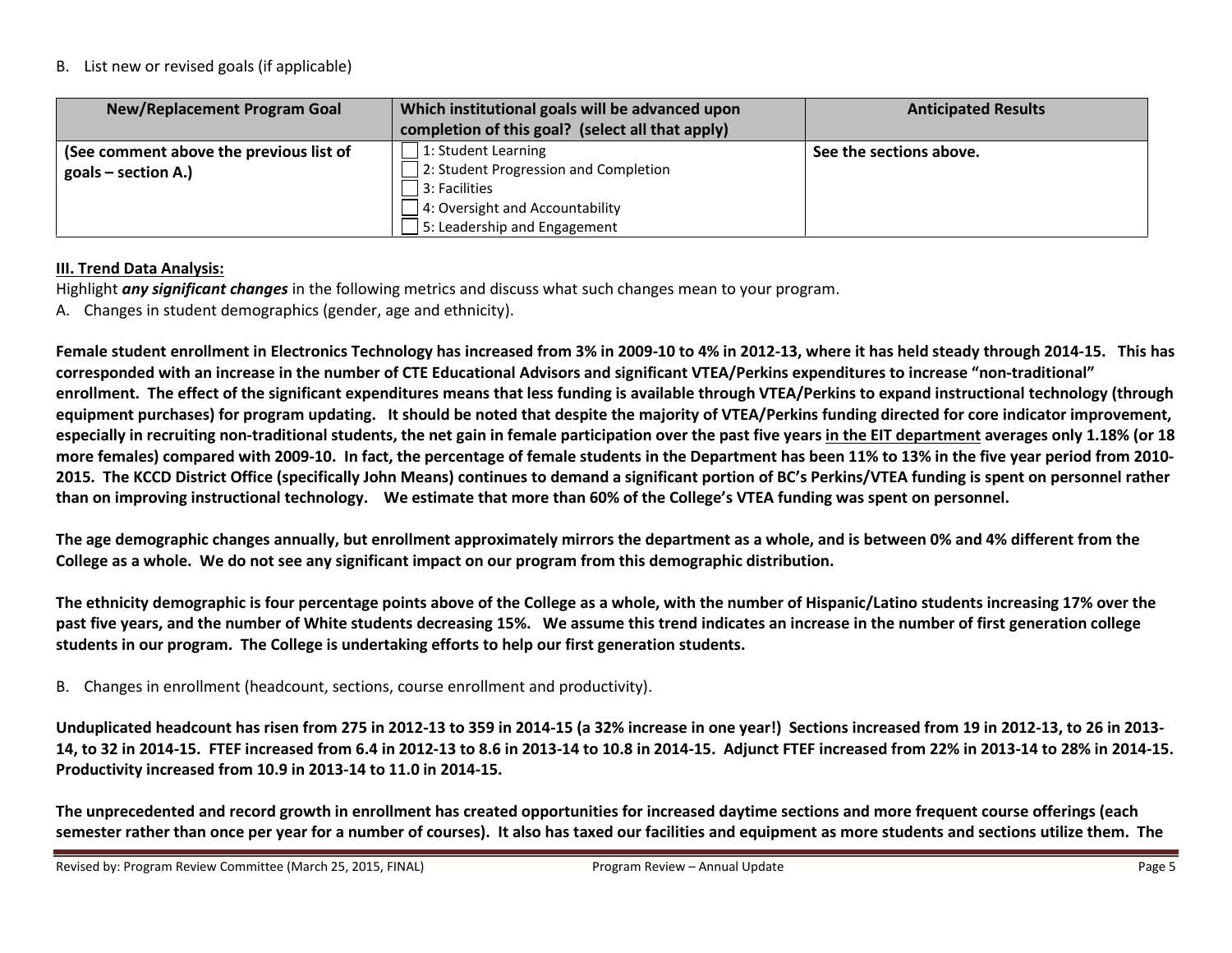B. List new or revised goals (if applicable)

| New/Replacement Program Goal | Which institutional goals will be advanced upon completion of this goal? (select all that apply) | Anticipated Results |
|---|---|---|
| **(See comment above the previous list of goals – section A.)** | ☐ 1: Student Learning<br>☐ 2: Student Progression and Completion<br>☐ 3: Facilities<br>☐ 4: Oversight and Accountability<br>☐ 5: Leadership and Engagement | **See the sections above.** |

**III. Trend Data Analysis:**

Highlight ***any significant changes*** in the following metrics and discuss what such changes mean to your program.

A. Changes in student demographics (gender, age and ethnicity).

**Female student enrollment in Electronics Technology has increased from 3% in 2009-10 to 4% in 2012-13, where it has held steady through 2014-15. This has corresponded with an increase in the number of CTE Educational Advisors and significant VTEA/Perkins expenditures to increase "non-traditional" enrollment. The effect of the significant expenditures means that less funding is available through VTEA/Perkins to expand instructional technology (through equipment purchases) for program updating. It should be noted that despite the majority of VTEA/Perkins funding directed for core indicator improvement, especially in recruiting non-traditional students, the net gain in female participation over the past five years <u>in the EIT department</u> averages only 1.18% (or 18 more females) compared with 2009-10. In fact, the percentage of female students in the Department has been 11% to 13% in the five year period from 2010-2015. The KCCD District Office (specifically John Means) continues to demand a significant portion of BC's Perkins/VTEA funding is spent on personnel rather than on improving instructional technology. We estimate that more than 60% of the College's VTEA funding was spent on personnel.**

**The age demographic changes annually, but enrollment approximately mirrors the department as a whole, and is between 0% and 4% different from the College as a whole. We do not see any significant impact on our program from this demographic distribution.**

**The ethnicity demographic is four percentage points above of the College as a whole, with the number of Hispanic/Latino students increasing 17% over the past five years, and the number of White students decreasing 15%. We assume this trend indicates an increase in the number of first generation college students in our program. The College is undertaking efforts to help our first generation students.**

B. Changes in enrollment (headcount, sections, course enrollment and productivity).

**Unduplicated headcount has risen from 275 in 2012-13 to 359 in 2014-15 (a 32% increase in one year!) Sections increased from 19 in 2012-13, to 26 in 2013-14, to 32 in 2014-15. FTEF increased from 6.4 in 2012-13 to 8.6 in 2013-14 to 10.8 in 2014-15. Adjunct FTEF increased from 22% in 2013-14 to 28% in 2014-15. Productivity increased from 10.9 in 2013-14 to 11.0 in 2014-15.**

**The unprecedented and record growth in enrollment has created opportunities for increased daytime sections and more frequent course offerings (each semester rather than once per year for a number of courses). It also has taxed our facilities and equipment as more students and sections utilize them. The**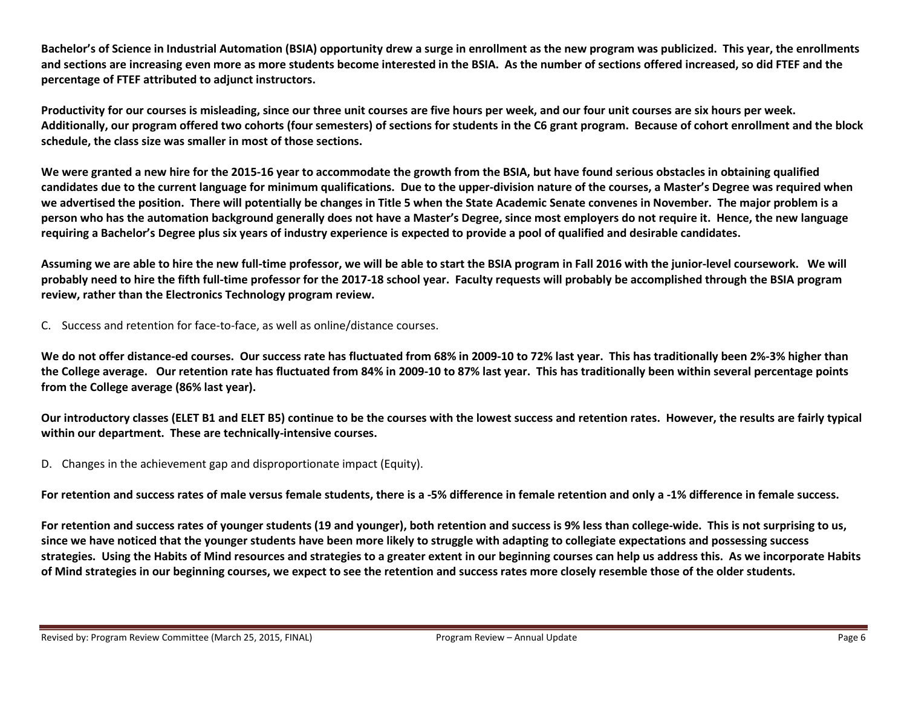**Bachelor's of Science in Industrial Automation (BSIA) opportunity drew a surge in enrollment as the new program was publicized. This year, the enrollments and sections are increasing even more as more students become interested in the BSIA. As the number of sections offered increased, so did FTEF and the percentage of FTEF attributed to adjunct instructors.**

**Productivity for our courses is misleading, since our three unit courses are five hours per week, and our four unit courses are six hours per week. Additionally, our program offered two cohorts (four semesters) of sections for students in the C6 grant program. Because of cohort enrollment and the block schedule, the class size was smaller in most of those sections.**

**We were granted a new hire for the 2015-16 year to accommodate the growth from the BSIA, but have found serious obstacles in obtaining qualified candidates due to the current language for minimum qualifications. Due to the upper-division nature of the courses, a Master's Degree was required when we advertised the position. There will potentially be changes in Title 5 when the State Academic Senate convenes in November. The major problem is a person who has the automation background generally does not have a Master's Degree, since most employers do not require it. Hence, the new language requiring a Bachelor's Degree plus six years of industry experience is expected to provide a pool of qualified and desirable candidates.**

**Assuming we are able to hire the new full-time professor, we will be able to start the BSIA program in Fall 2016 with the junior-level coursework. We will probably need to hire the fifth full-time professor for the 2017-18 school year. Faculty requests will probably be accomplished through the BSIA program review, rather than the Electronics Technology program review.**

C. Success and retention for face-to-face, as well as online/distance courses.

**We do not offer distance-ed courses. Our success rate has fluctuated from 68% in 2009-10 to 72% last year. This has traditionally been 2%-3% higher than the College average. Our retention rate has fluctuated from 84% in 2009-10 to 87% last year. This has traditionally been within several percentage points from the College average (86% last year).**

**Our introductory classes (ELET B1 and ELET B5) continue to be the courses with the lowest success and retention rates. However, the results are fairly typical within our department. These are technically-intensive courses.**

D. Changes in the achievement gap and disproportionate impact (Equity).

**For retention and success rates of male versus female students, there is a -5% difference in female retention and only a -1% difference in female success.**

**For retention and success rates of younger students (19 and younger), both retention and success is 9% less than college-wide. This is not surprising to us, since we have noticed that the younger students have been more likely to struggle with adapting to collegiate expectations and possessing success strategies. Using the Habits of Mind resources and strategies to a greater extent in our beginning courses can help us address this. As we incorporate Habits of Mind strategies in our beginning courses, we expect to see the retention and success rates more closely resemble those of the older students.**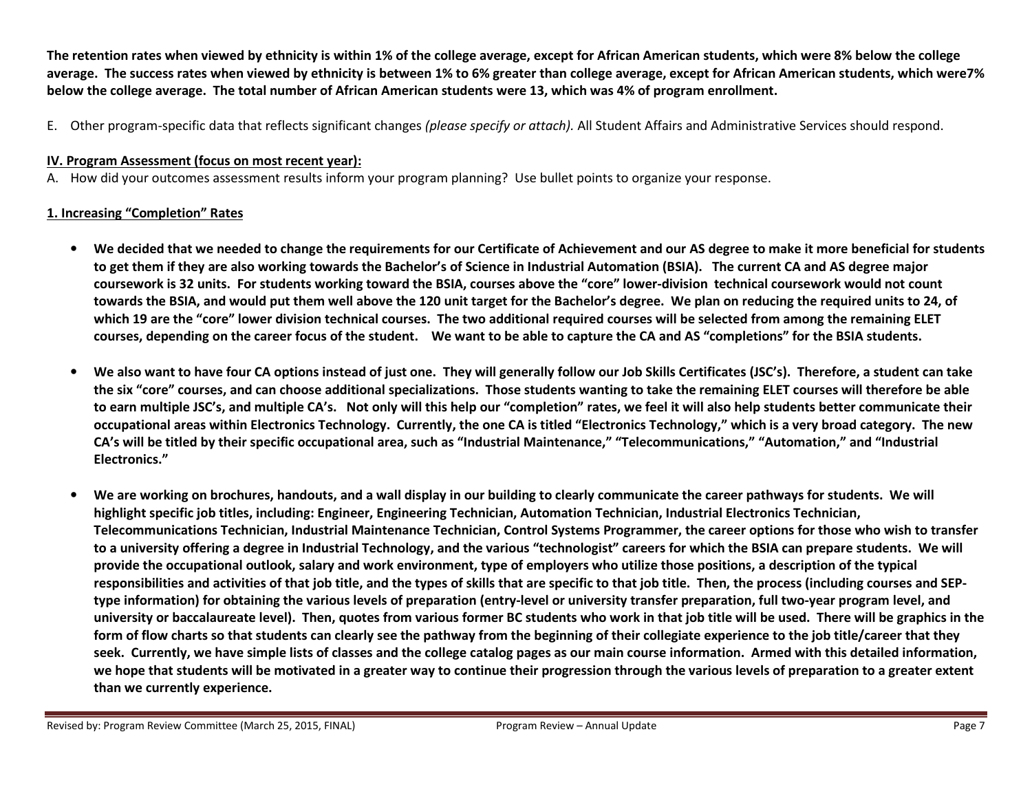**The retention rates when viewed by ethnicity is within 1% of the college average, except for African American students, which were 8% below the college average. The success rates when viewed by ethnicity is between 1% to 6% greater than college average, except for African American students, which were7% below the college average. The total number of African American students were 13, which was 4% of program enrollment.**

E. Other program-specific data that reflects significant changes *(please specify or attach).* All Student Affairs and Administrative Services should respond.

## IV. Program Assessment (focus on most recent year):

A. How did your outcomes assessment results inform your program planning? Use bullet points to organize your response.

### 1. Increasing "Completion" Rates

- **We decided that we needed to change the requirements for our Certificate of Achievement and our AS degree to make it more beneficial for students to get them if they are also working towards the Bachelor's of Science in Industrial Automation (BSIA). The current CA and AS degree major coursework is 32 units. For students working toward the BSIA, courses above the "core" lower-division technical coursework would not count towards the BSIA, and would put them well above the 120 unit target for the Bachelor's degree. We plan on reducing the required units to 24, of which 19 are the "core" lower division technical courses. The two additional required courses will be selected from among the remaining ELET courses, depending on the career focus of the student. We want to be able to capture the CA and AS "completions" for the BSIA students.**

- **We also want to have four CA options instead of just one. They will generally follow our Job Skills Certificates (JSC's). Therefore, a student can take the six "core" courses, and can choose additional specializations. Those students wanting to take the remaining ELET courses will therefore be able to earn multiple JSC's, and multiple CA's. Not only will this help our "completion" rates, we feel it will also help students better communicate their occupational areas within Electronics Technology. Currently, the one CA is titled "Electronics Technology," which is a very broad category. The new CA's will be titled by their specific occupational area, such as "Industrial Maintenance," "Telecommunications," "Automation," and "Industrial Electronics."**

- **We are working on brochures, handouts, and a wall display in our building to clearly communicate the career pathways for students. We will highlight specific job titles, including: Engineer, Engineering Technician, Automation Technician, Industrial Electronics Technician, Telecommunications Technician, Industrial Maintenance Technician, Control Systems Programmer, the career options for those who wish to transfer to a university offering a degree in Industrial Technology, and the various "technologist" careers for which the BSIA can prepare students. We will provide the occupational outlook, salary and work environment, type of employers who utilize those positions, a description of the typical responsibilities and activities of that job title, and the types of skills that are specific to that job title. Then, the process (including courses and SEP-type information) for obtaining the various levels of preparation (entry-level or university transfer preparation, full two-year program level, and university or baccalaureate level). Then, quotes from various former BC students who work in that job title will be used. There will be graphics in the form of flow charts so that students can clearly see the pathway from the beginning of their collegiate experience to the job title/career that they seek. Currently, we have simple lists of classes and the college catalog pages as our main course information. Armed with this detailed information, we hope that students will be motivated in a greater way to continue their progression through the various levels of preparation to a greater extent than we currently experience.**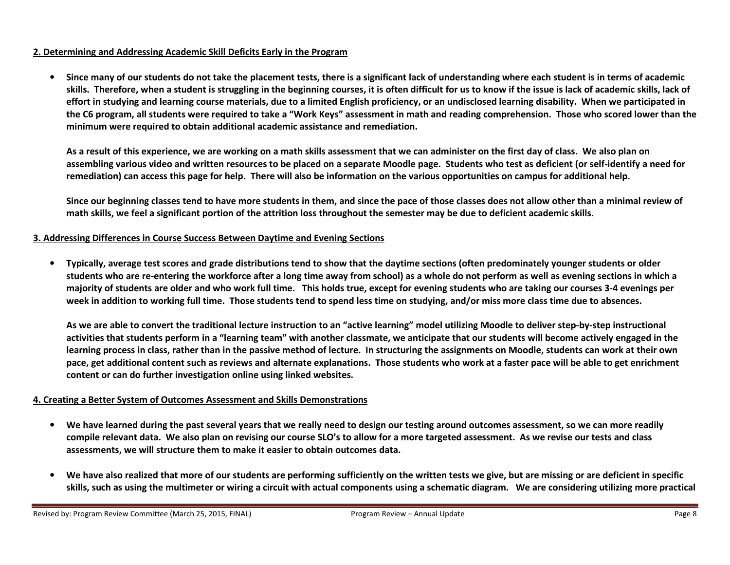**2. Determining and Addressing Academic Skill Deficits Early in the Program**

- **Since many of our students do not take the placement tests, there is a significant lack of understanding where each student is in terms of academic skills. Therefore, when a student is struggling in the beginning courses, it is often difficult for us to know if the issue is lack of academic skills, lack of effort in studying and learning course materials, due to a limited English proficiency, or an undisclosed learning disability. When we participated in the C6 program, all students were required to take a "Work Keys" assessment in math and reading comprehension. Those who scored lower than the minimum were required to obtain additional academic assistance and remediation.**

  **As a result of this experience, we are working on a math skills assessment that we can administer on the first day of class. We also plan on assembling various video and written resources to be placed on a separate Moodle page. Students who test as deficient (or self-identify a need for remediation) can access this page for help. There will also be information on the various opportunities on campus for additional help.**

  **Since our beginning classes tend to have more students in them, and since the pace of those classes does not allow other than a minimal review of math skills, we feel a significant portion of the attrition loss throughout the semester may be due to deficient academic skills.**

**3. Addressing Differences in Course Success Between Daytime and Evening Sections**

- **Typically, average test scores and grade distributions tend to show that the daytime sections (often predominately younger students or older students who are re-entering the workforce after a long time away from school) as a whole do not perform as well as evening sections in which a majority of students are older and who work full time. This holds true, except for evening students who are taking our courses 3-4 evenings per week in addition to working full time. Those students tend to spend less time on studying, and/or miss more class time due to absences.**

  **As we are able to convert the traditional lecture instruction to an "active learning" model utilizing Moodle to deliver step-by-step instructional activities that students perform in a "learning team" with another classmate, we anticipate that our students will become actively engaged in the learning process in class, rather than in the passive method of lecture. In structuring the assignments on Moodle, students can work at their own pace, get additional content such as reviews and alternate explanations. Those students who work at a faster pace will be able to get enrichment content or can do further investigation online using linked websites.**

**4. Creating a Better System of Outcomes Assessment and Skills Demonstrations**

- **We have learned during the past several years that we really need to design our testing around outcomes assessment, so we can more readily compile relevant data. We also plan on revising our course SLO's to allow for a more targeted assessment. As we revise our tests and class assessments, we will structure them to make it easier to obtain outcomes data.**

- **We have also realized that more of our students are performing sufficiently on the written tests we give, but are missing or are deficient in specific skills, such as using the multimeter or wiring a circuit with actual components using a schematic diagram. We are considering utilizing more practical**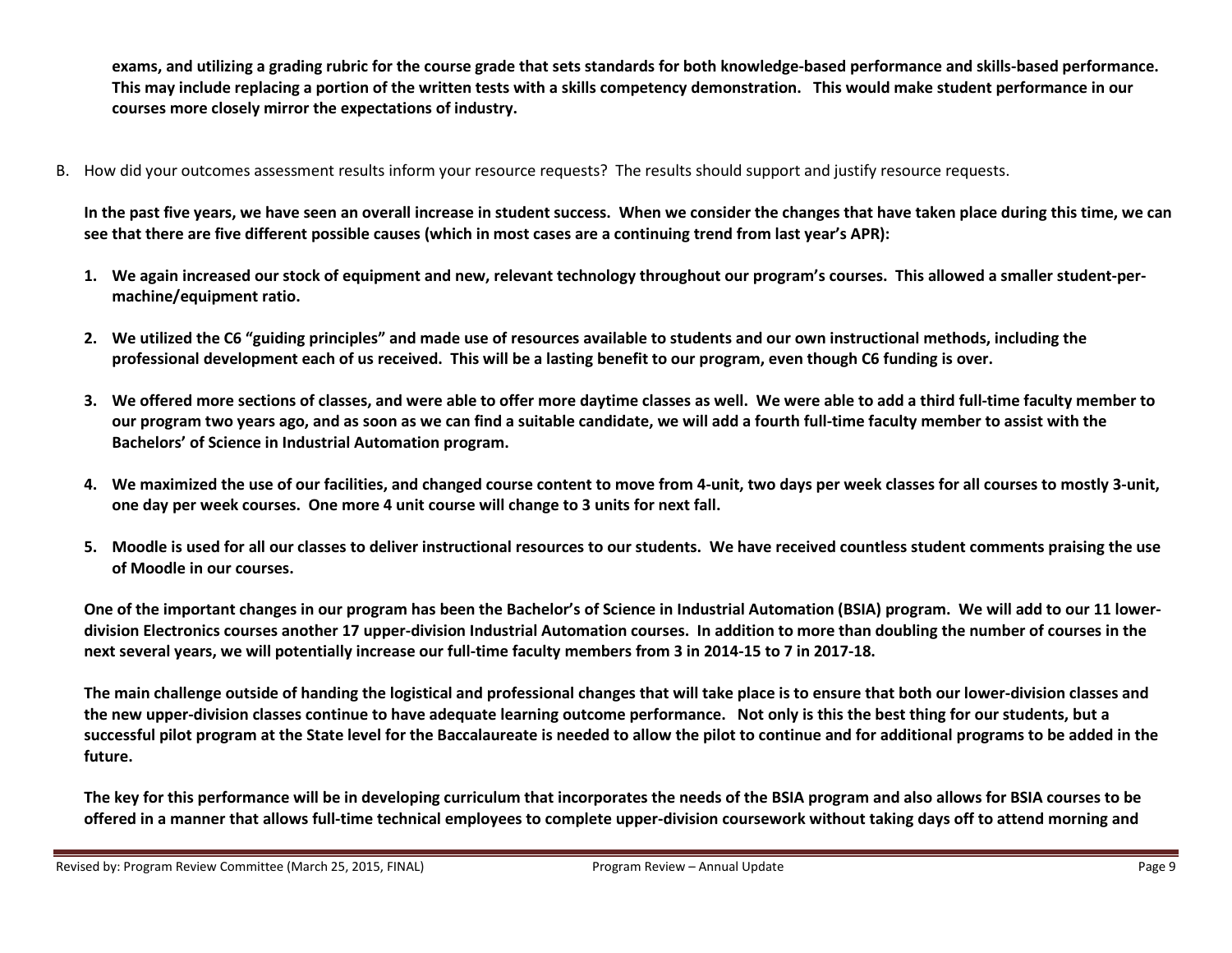**exams, and utilizing a grading rubric for the course grade that sets standards for both knowledge-based performance and skills-based performance. This may include replacing a portion of the written tests with a skills competency demonstration. This would make student performance in our courses more closely mirror the expectations of industry.**

B. How did your outcomes assessment results inform your resource requests? The results should support and justify resource requests.

**In the past five years, we have seen an overall increase in student success. When we consider the changes that have taken place during this time, we can see that there are five different possible causes (which in most cases are a continuing trend from last year's APR):**

1. **We again increased our stock of equipment and new, relevant technology throughout our program's courses. This allowed a smaller student-per-machine/equipment ratio.**

2. **We utilized the C6 "guiding principles" and made use of resources available to students and our own instructional methods, including the professional development each of us received. This will be a lasting benefit to our program, even though C6 funding is over.**

3. **We offered more sections of classes, and were able to offer more daytime classes as well. We were able to add a third full-time faculty member to our program two years ago, and as soon as we can find a suitable candidate, we will add a fourth full-time faculty member to assist with the Bachelors' of Science in Industrial Automation program.**

4. **We maximized the use of our facilities, and changed course content to move from 4-unit, two days per week classes for all courses to mostly 3-unit, one day per week courses. One more 4 unit course will change to 3 units for next fall.**

5. **Moodle is used for all our classes to deliver instructional resources to our students. We have received countless student comments praising the use of Moodle in our courses.**

**One of the important changes in our program has been the Bachelor's of Science in Industrial Automation (BSIA) program. We will add to our 11 lower-division Electronics courses another 17 upper-division Industrial Automation courses. In addition to more than doubling the number of courses in the next several years, we will potentially increase our full-time faculty members from 3 in 2014-15 to 7 in 2017-18.**

**The main challenge outside of handing the logistical and professional changes that will take place is to ensure that both our lower-division classes and the new upper-division classes continue to have adequate learning outcome performance. Not only is this the best thing for our students, but a successful pilot program at the State level for the Baccalaureate is needed to allow the pilot to continue and for additional programs to be added in the future.**

**The key for this performance will be in developing curriculum that incorporates the needs of the BSIA program and also allows for BSIA courses to be offered in a manner that allows full-time technical employees to complete upper-division coursework without taking days off to attend morning and**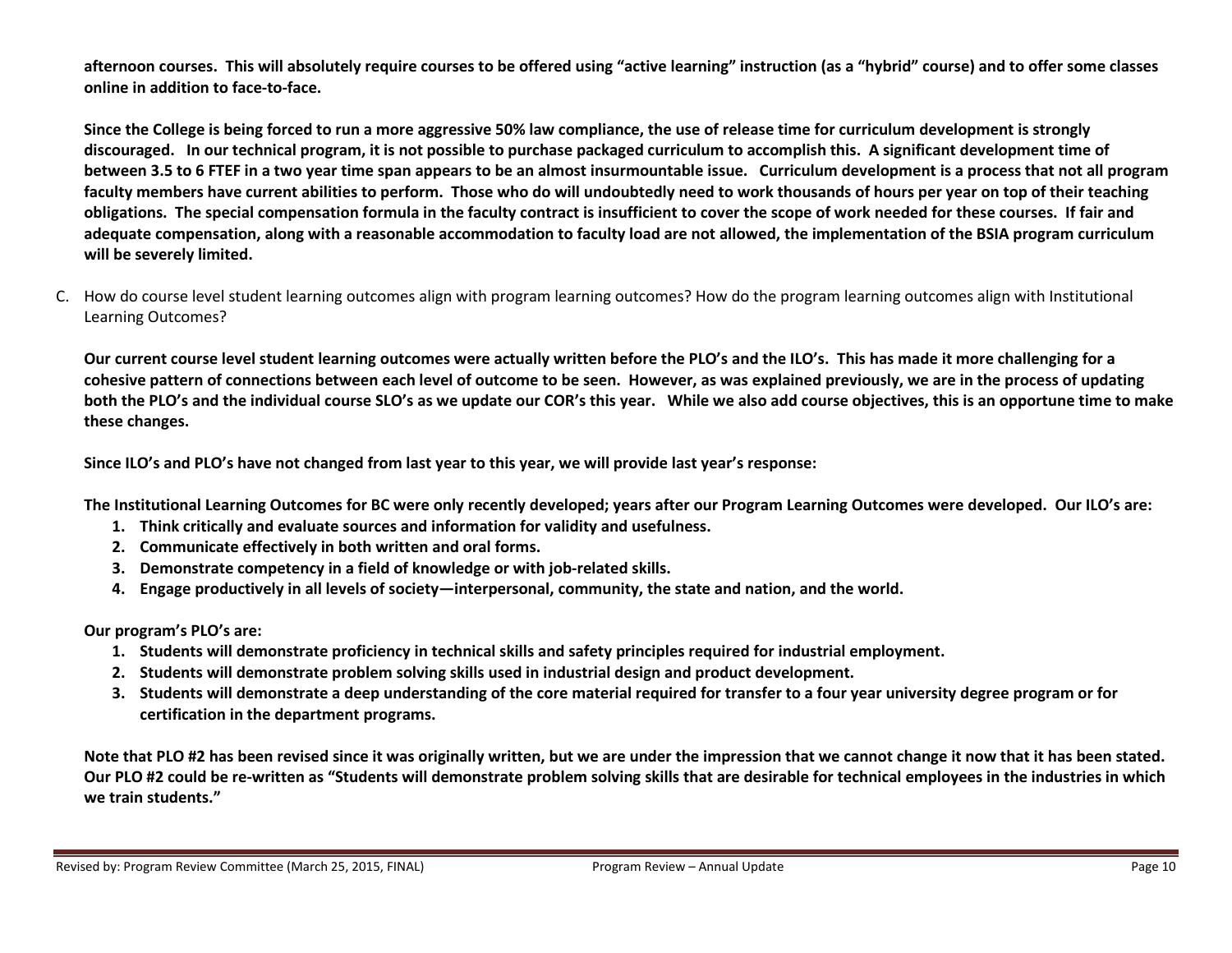**afternoon courses. This will absolutely require courses to be offered using "active learning" instruction (as a "hybrid" course) and to offer some classes online in addition to face-to-face.**

**Since the College is being forced to run a more aggressive 50% law compliance, the use of release time for curriculum development is strongly discouraged. In our technical program, it is not possible to purchase packaged curriculum to accomplish this. A significant development time of between 3.5 to 6 FTEF in a two year time span appears to be an almost insurmountable issue. Curriculum development is a process that not all program faculty members have current abilities to perform. Those who do will undoubtedly need to work thousands of hours per year on top of their teaching obligations. The special compensation formula in the faculty contract is insufficient to cover the scope of work needed for these courses. If fair and adequate compensation, along with a reasonable accommodation to faculty load are not allowed, the implementation of the BSIA program curriculum will be severely limited.**

C. How do course level student learning outcomes align with program learning outcomes? How do the program learning outcomes align with Institutional Learning Outcomes?

**Our current course level student learning outcomes were actually written before the PLO's and the ILO's. This has made it more challenging for a cohesive pattern of connections between each level of outcome to be seen. However, as was explained previously, we are in the process of updating both the PLO's and the individual course SLO's as we update our COR's this year. While we also add course objectives, this is an opportune time to make these changes.**

**Since ILO's and PLO's have not changed from last year to this year, we will provide last year's response:**

**The Institutional Learning Outcomes for BC were only recently developed; years after our Program Learning Outcomes were developed. Our ILO's are:**

1. **Think critically and evaluate sources and information for validity and usefulness.**
2. **Communicate effectively in both written and oral forms.**
3. **Demonstrate competency in a field of knowledge or with job-related skills.**
4. **Engage productively in all levels of society—interpersonal, community, the state and nation, and the world.**

**Our program's PLO's are:**

1. **Students will demonstrate proficiency in technical skills and safety principles required for industrial employment.**
2. **Students will demonstrate problem solving skills used in industrial design and product development.**
3. **Students will demonstrate a deep understanding of the core material required for transfer to a four year university degree program or for certification in the department programs.**

**Note that PLO #2 has been revised since it was originally written, but we are under the impression that we cannot change it now that it has been stated. Our PLO #2 could be re-written as "Students will demonstrate problem solving skills that are desirable for technical employees in the industries in which we train students."**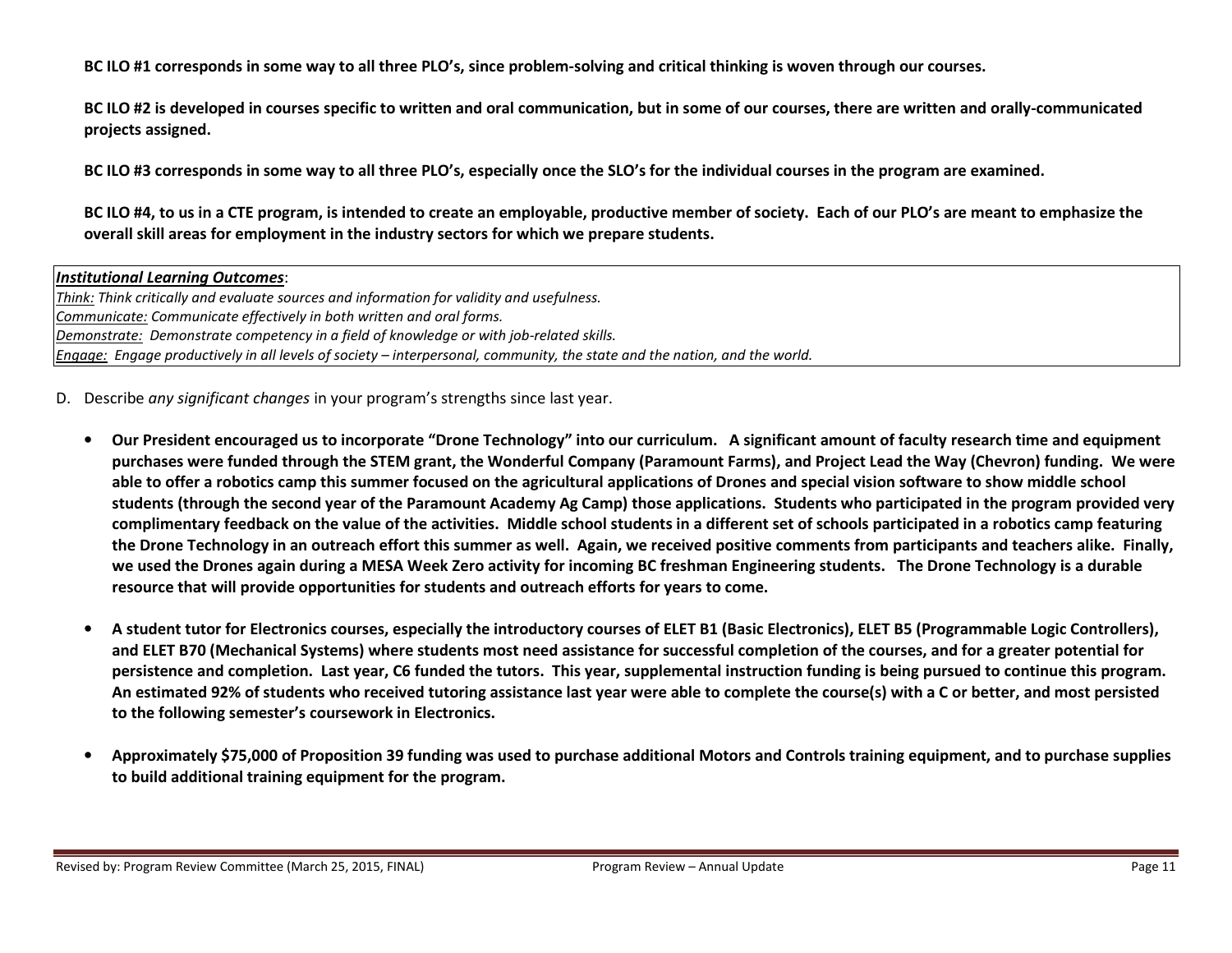**BC ILO #1 corresponds in some way to all three PLO's, since problem-solving and critical thinking is woven through our courses.**

**BC ILO #2 is developed in courses specific to written and oral communication, but in some of our courses, there are written and orally-communicated projects assigned.**

**BC ILO #3 corresponds in some way to all three PLO's, especially once the SLO's for the individual courses in the program are examined.**

**BC ILO #4, to us in a CTE program, is intended to create an employable, productive member of society. Each of our PLO's are meant to emphasize the overall skill areas for employment in the industry sectors for which we prepare students.**

| ***Institutional Learning Outcomes*:** |
| --- |
| *Think: Think critically and evaluate sources and information for validity and usefulness.* |
| *Communicate: Communicate effectively in both written and oral forms.* |
| *Demonstrate: Demonstrate competency in a field of knowledge or with job-related skills.* |
| *Engage: Engage productively in all levels of society – interpersonal, community, the state and the nation, and the world.* |

D. Describe *any significant changes* in your program's strengths since last year.

- **Our President encouraged us to incorporate "Drone Technology" into our curriculum. A significant amount of faculty research time and equipment purchases were funded through the STEM grant, the Wonderful Company (Paramount Farms), and Project Lead the Way (Chevron) funding. We were able to offer a robotics camp this summer focused on the agricultural applications of Drones and special vision software to show middle school students (through the second year of the Paramount Academy Ag Camp) those applications. Students who participated in the program provided very complimentary feedback on the value of the activities. Middle school students in a different set of schools participated in a robotics camp featuring the Drone Technology in an outreach effort this summer as well. Again, we received positive comments from participants and teachers alike. Finally, we used the Drones again during a MESA Week Zero activity for incoming BC freshman Engineering students. The Drone Technology is a durable resource that will provide opportunities for students and outreach efforts for years to come.**

- **A student tutor for Electronics courses, especially the introductory courses of ELET B1 (Basic Electronics), ELET B5 (Programmable Logic Controllers), and ELET B70 (Mechanical Systems) where students most need assistance for successful completion of the courses, and for a greater potential for persistence and completion. Last year, C6 funded the tutors. This year, supplemental instruction funding is being pursued to continue this program. An estimated 92% of students who received tutoring assistance last year were able to complete the course(s) with a C or better, and most persisted to the following semester's coursework in Electronics.**

- **Approximately $75,000 of Proposition 39 funding was used to purchase additional Motors and Controls training equipment, and to purchase supplies to build additional training equipment for the program.**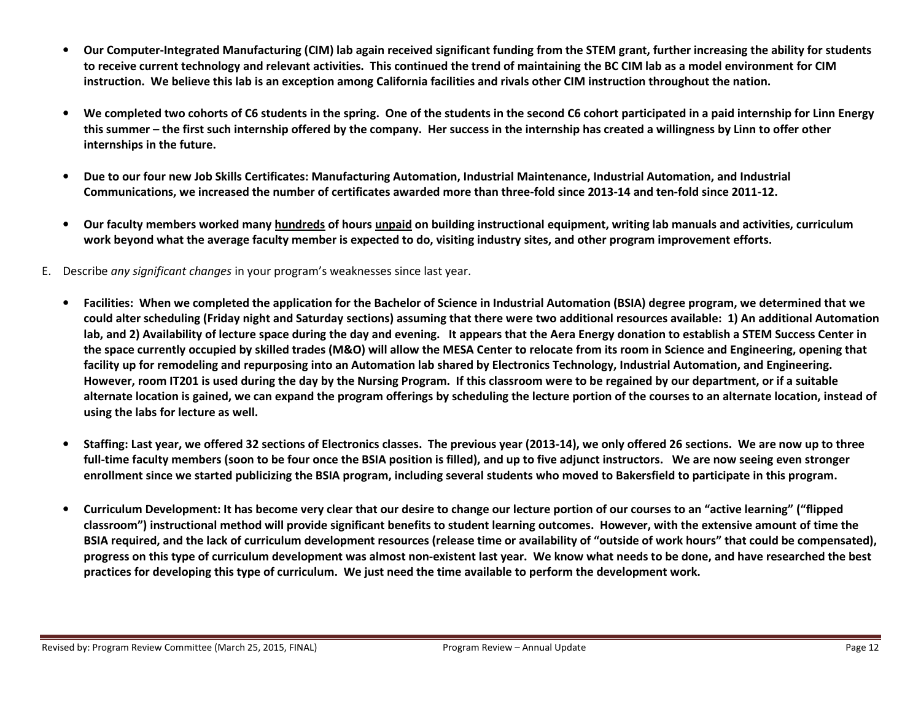- **Our Computer-Integrated Manufacturing (CIM) lab again received significant funding from the STEM grant, further increasing the ability for students to receive current technology and relevant activities. This continued the trend of maintaining the BC CIM lab as a model environment for CIM instruction. We believe this lab is an exception among California facilities and rivals other CIM instruction throughout the nation.**

- **We completed two cohorts of C6 students in the spring. One of the students in the second C6 cohort participated in a paid internship for Linn Energy this summer – the first such internship offered by the company. Her success in the internship has created a willingness by Linn to offer other internships in the future.**

- **Due to our four new Job Skills Certificates: Manufacturing Automation, Industrial Maintenance, Industrial Automation, and Industrial Communications, we increased the number of certificates awarded more than three-fold since 2013-14 and ten-fold since 2011-12.**

- **Our faculty members worked many <u>hundreds</u> of hours <u>unpaid</u> on building instructional equipment, writing lab manuals and activities, curriculum work beyond what the average faculty member is expected to do, visiting industry sites, and other program improvement efforts.**

E. Describe *any significant changes* in your program's weaknesses since last year.

- **Facilities: When we completed the application for the Bachelor of Science in Industrial Automation (BSIA) degree program, we determined that we could alter scheduling (Friday night and Saturday sections) assuming that there were two additional resources available: 1) An additional Automation lab, and 2) Availability of lecture space during the day and evening. It appears that the Aera Energy donation to establish a STEM Success Center in the space currently occupied by skilled trades (M&O) will allow the MESA Center to relocate from its room in Science and Engineering, opening that facility up for remodeling and repurposing into an Automation lab shared by Electronics Technology, Industrial Automation, and Engineering. However, room IT201 is used during the day by the Nursing Program. If this classroom were to be regained by our department, or if a suitable alternate location is gained, we can expand the program offerings by scheduling the lecture portion of the courses to an alternate location, instead of using the labs for lecture as well.**

- **Staffing: Last year, we offered 32 sections of Electronics classes. The previous year (2013-14), we only offered 26 sections. We are now up to three full-time faculty members (soon to be four once the BSIA position is filled), and up to five adjunct instructors. We are now seeing even stronger enrollment since we started publicizing the BSIA program, including several students who moved to Bakersfield to participate in this program.**

- **Curriculum Development: It has become very clear that our desire to change our lecture portion of our courses to an "active learning" ("flipped classroom") instructional method will provide significant benefits to student learning outcomes. However, with the extensive amount of time the BSIA required, and the lack of curriculum development resources (release time or availability of "outside of work hours" that could be compensated), progress on this type of curriculum development was almost non-existent last year. We know what needs to be done, and have researched the best practices for developing this type of curriculum. We just need the time available to perform the development work.**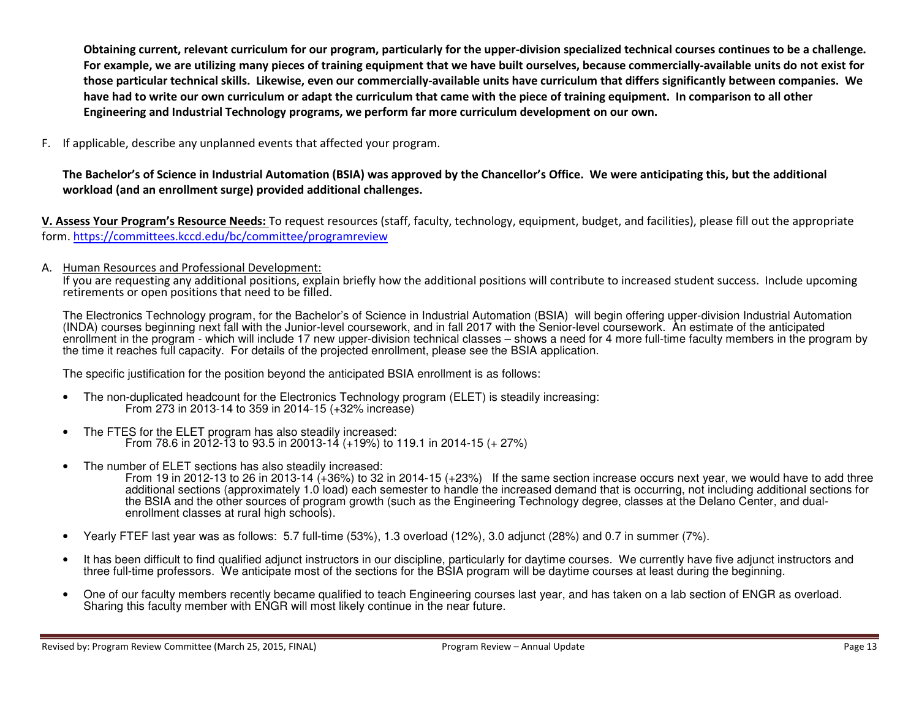**Obtaining current, relevant curriculum for our program, particularly for the upper-division specialized technical courses continues to be a challenge. For example, we are utilizing many pieces of training equipment that we have built ourselves, because commercially-available units do not exist for those particular technical skills. Likewise, even our commercially-available units have curriculum that differs significantly between companies. We have had to write our own curriculum or adapt the curriculum that came with the piece of training equipment. In comparison to all other Engineering and Industrial Technology programs, we perform far more curriculum development on our own.**

F. If applicable, describe any unplanned events that affected your program.

**The Bachelor's of Science in Industrial Automation (BSIA) was approved by the Chancellor's Office. We were anticipating this, but the additional workload (and an enrollment surge) provided additional challenges.**

**V. Assess Your Program's Resource Needs:** To request resources (staff, faculty, technology, equipment, budget, and facilities), please fill out the appropriate form. https://committees.kccd.edu/bc/committee/programreview

A. Human Resources and Professional Development:
If you are requesting any additional positions, explain briefly how the additional positions will contribute to increased student success. Include upcoming retirements or open positions that need to be filled.

The Electronics Technology program, for the Bachelor's of Science in Industrial Automation (BSIA) will begin offering upper-division Industrial Automation (INDA) courses beginning next fall with the Junior-level coursework, and in fall 2017 with the Senior-level coursework. An estimate of the anticipated enrollment in the program - which will include 17 new upper-division technical classes – shows a need for 4 more full-time faculty members in the program by the time it reaches full capacity. For details of the projected enrollment, please see the BSIA application.

The specific justification for the position beyond the anticipated BSIA enrollment is as follows:

- The non-duplicated headcount for the Electronics Technology program (ELET) is steadily increasing:
  From 273 in 2013-14 to 359 in 2014-15 (+32% increase)

- The FTES for the ELET program has also steadily increased:
  From 78.6 in 2012-13 to 93.5 in 20013-14 (+19%) to 119.1 in 2014-15 (+ 27%)

- The number of ELET sections has also steadily increased:
  From 19 in 2012-13 to 26 in 2013-14 (+36%) to 32 in 2014-15 (+23%) If the same section increase occurs next year, we would have to add three additional sections (approximately 1.0 load) each semester to handle the increased demand that is occurring, not including additional sections for the BSIA and the other sources of program growth (such as the Engineering Technology degree, classes at the Delano Center, and dual-enrollment classes at rural high schools).

- Yearly FTEF last year was as follows: 5.7 full-time (53%), 1.3 overload (12%), 3.0 adjunct (28%) and 0.7 in summer (7%).

- It has been difficult to find qualified adjunct instructors in our discipline, particularly for daytime courses. We currently have five adjunct instructors and three full-time professors. We anticipate most of the sections for the BSIA program will be daytime courses at least during the beginning.

- One of our faculty members recently became qualified to teach Engineering courses last year, and has taken on a lab section of ENGR as overload. Sharing this faculty member with ENGR will most likely continue in the near future.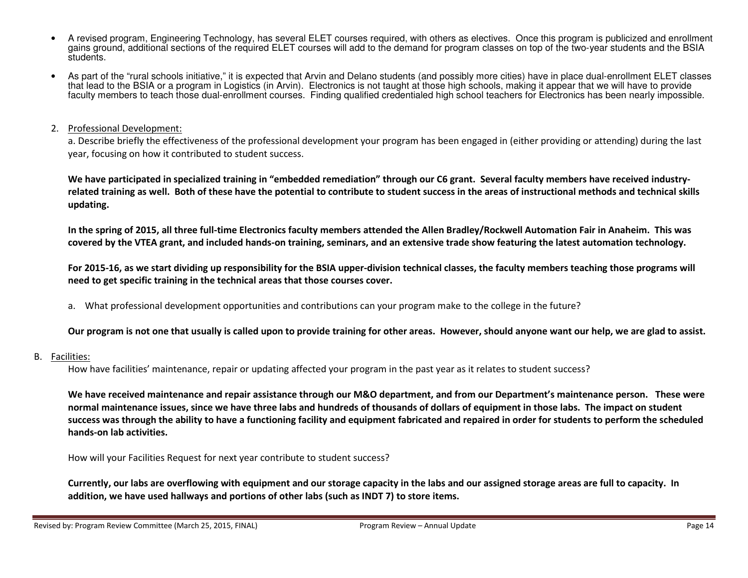- A revised program, Engineering Technology, has several ELET courses required, with others as electives. Once this program is publicized and enrollment gains ground, additional sections of the required ELET courses will add to the demand for program classes on top of the two-year students and the BSIA students.
- As part of the "rural schools initiative," it is expected that Arvin and Delano students (and possibly more cities) have in place dual-enrollment ELET classes that lead to the BSIA or a program in Logistics (in Arvin). Electronics is not taught at those high schools, making it appear that we will have to provide faculty members to teach those dual-enrollment courses. Finding qualified credentialed high school teachers for Electronics has been nearly impossible.

2. Professional Development:

   a. Describe briefly the effectiveness of the professional development your program has been engaged in (either providing or attending) during the last year, focusing on how it contributed to student success.

   **We have participated in specialized training in "embedded remediation" through our C6 grant. Several faculty members have received industry-related training as well. Both of these have the potential to contribute to student success in the areas of instructional methods and technical skills updating.**

   **In the spring of 2015, all three full-time Electronics faculty members attended the Allen Bradley/Rockwell Automation Fair in Anaheim. This was covered by the VTEA grant, and included hands-on training, seminars, and an extensive trade show featuring the latest automation technology.**

   **For 2015-16, as we start dividing up responsibility for the BSIA upper-division technical classes, the faculty members teaching those programs will need to get specific training in the technical areas that those courses cover.**

   a. What professional development opportunities and contributions can your program make to the college in the future?

   **Our program is not one that usually is called upon to provide training for other areas. However, should anyone want our help, we are glad to assist.**

B. Facilities:

   How have facilities' maintenance, repair or updating affected your program in the past year as it relates to student success?

   **We have received maintenance and repair assistance through our M&O department, and from our Department's maintenance person. These were normal maintenance issues, since we have three labs and hundreds of thousands of dollars of equipment in those labs. The impact on student success was through the ability to have a functioning facility and equipment fabricated and repaired in order for students to perform the scheduled hands-on lab activities.**

   How will your Facilities Request for next year contribute to student success?

   **Currently, our labs are overflowing with equipment and our storage capacity in the labs and our assigned storage areas are full to capacity. In addition, we have used hallways and portions of other labs (such as INDT 7) to store items.**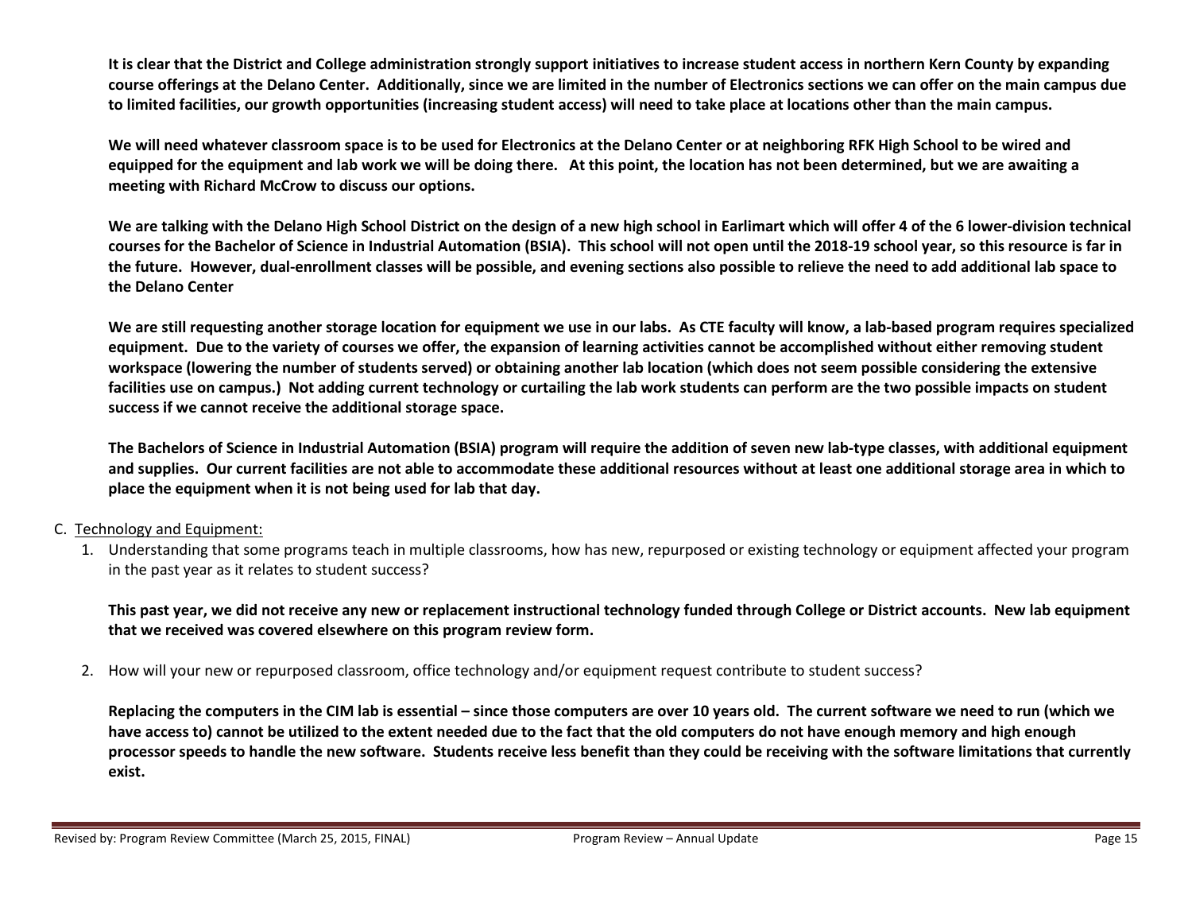**It is clear that the District and College administration strongly support initiatives to increase student access in northern Kern County by expanding course offerings at the Delano Center. Additionally, since we are limited in the number of Electronics sections we can offer on the main campus due to limited facilities, our growth opportunities (increasing student access) will need to take place at locations other than the main campus.**

**We will need whatever classroom space is to be used for Electronics at the Delano Center or at neighboring RFK High School to be wired and equipped for the equipment and lab work we will be doing there. At this point, the location has not been determined, but we are awaiting a meeting with Richard McCrow to discuss our options.**

**We are talking with the Delano High School District on the design of a new high school in Earlimart which will offer 4 of the 6 lower-division technical courses for the Bachelor of Science in Industrial Automation (BSIA). This school will not open until the 2018-19 school year, so this resource is far in the future. However, dual-enrollment classes will be possible, and evening sections also possible to relieve the need to add additional lab space to the Delano Center**

**We are still requesting another storage location for equipment we use in our labs. As CTE faculty will know, a lab-based program requires specialized equipment. Due to the variety of courses we offer, the expansion of learning activities cannot be accomplished without either removing student workspace (lowering the number of students served) or obtaining another lab location (which does not seem possible considering the extensive facilities use on campus.) Not adding current technology or curtailing the lab work students can perform are the two possible impacts on student success if we cannot receive the additional storage space.**

**The Bachelors of Science in Industrial Automation (BSIA) program will require the addition of seven new lab-type classes, with additional equipment and supplies. Our current facilities are not able to accommodate these additional resources without at least one additional storage area in which to place the equipment when it is not being used for lab that day.**

C. Technology and Equipment:

1. Understanding that some programs teach in multiple classrooms, how has new, repurposed or existing technology or equipment affected your program in the past year as it relates to student success?

   **This past year, we did not receive any new or replacement instructional technology funded through College or District accounts. New lab equipment that we received was covered elsewhere on this program review form.**

2. How will your new or repurposed classroom, office technology and/or equipment request contribute to student success?

   **Replacing the computers in the CIM lab is essential – since those computers are over 10 years old. The current software we need to run (which we have access to) cannot be utilized to the extent needed due to the fact that the old computers do not have enough memory and high enough processor speeds to handle the new software. Students receive less benefit than they could be receiving with the software limitations that currently exist.**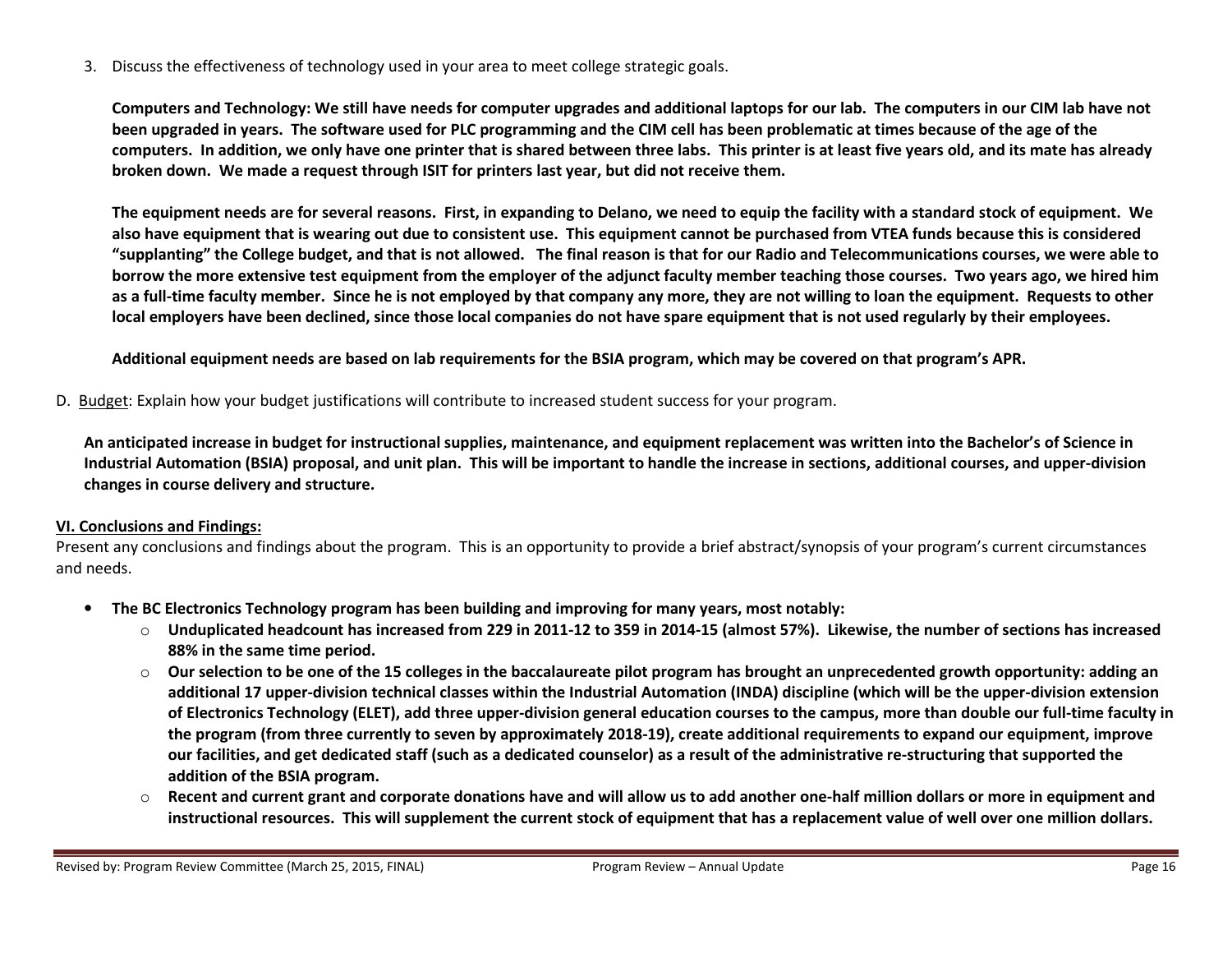3. Discuss the effectiveness of technology used in your area to meet college strategic goals.

   **Computers and Technology: We still have needs for computer upgrades and additional laptops for our lab. The computers in our CIM lab have not been upgraded in years. The software used for PLC programming and the CIM cell has been problematic at times because of the age of the computers. In addition, we only have one printer that is shared between three labs. This printer is at least five years old, and its mate has already broken down. We made a request through ISIT for printers last year, but did not receive them.**

   **The equipment needs are for several reasons. First, in expanding to Delano, we need to equip the facility with a standard stock of equipment. We also have equipment that is wearing out due to consistent use. This equipment cannot be purchased from VTEA funds because this is considered "supplanting" the College budget, and that is not allowed. The final reason is that for our Radio and Telecommunications courses, we were able to borrow the more extensive test equipment from the employer of the adjunct faculty member teaching those courses. Two years ago, we hired him as a full-time faculty member. Since he is not employed by that company any more, they are not willing to loan the equipment. Requests to other local employers have been declined, since those local companies do not have spare equipment that is not used regularly by their employees.**

   **Additional equipment needs are based on lab requirements for the BSIA program, which may be covered on that program's APR.**

D. <u>Budget</u>: Explain how your budget justifications will contribute to increased student success for your program.

**An anticipated increase in budget for instructional supplies, maintenance, and equipment replacement was written into the Bachelor's of Science in Industrial Automation (BSIA) proposal, and unit plan. This will be important to handle the increase in sections, additional courses, and upper-division changes in course delivery and structure.**

## <u>VI. Conclusions and Findings:</u>

Present any conclusions and findings about the program. This is an opportunity to provide a brief abstract/synopsis of your program's current circumstances and needs.

- **The BC Electronics Technology program has been building and improving for many years, most notably:**
  - **Unduplicated headcount has increased from 229 in 2011-12 to 359 in 2014-15 (almost 57%). Likewise, the number of sections has increased 88% in the same time period.**
  - **Our selection to be one of the 15 colleges in the baccalaureate pilot program has brought an unprecedented growth opportunity: adding an additional 17 upper-division technical classes within the Industrial Automation (INDA) discipline (which will be the upper-division extension of Electronics Technology (ELET), add three upper-division general education courses to the campus, more than double our full-time faculty in the program (from three currently to seven by approximately 2018-19), create additional requirements to expand our equipment, improve our facilities, and get dedicated staff (such as a dedicated counselor) as a result of the administrative re-structuring that supported the addition of the BSIA program.**
  - **Recent and current grant and corporate donations have and will allow us to add another one-half million dollars or more in equipment and instructional resources. This will supplement the current stock of equipment that has a replacement value of well over one million dollars.**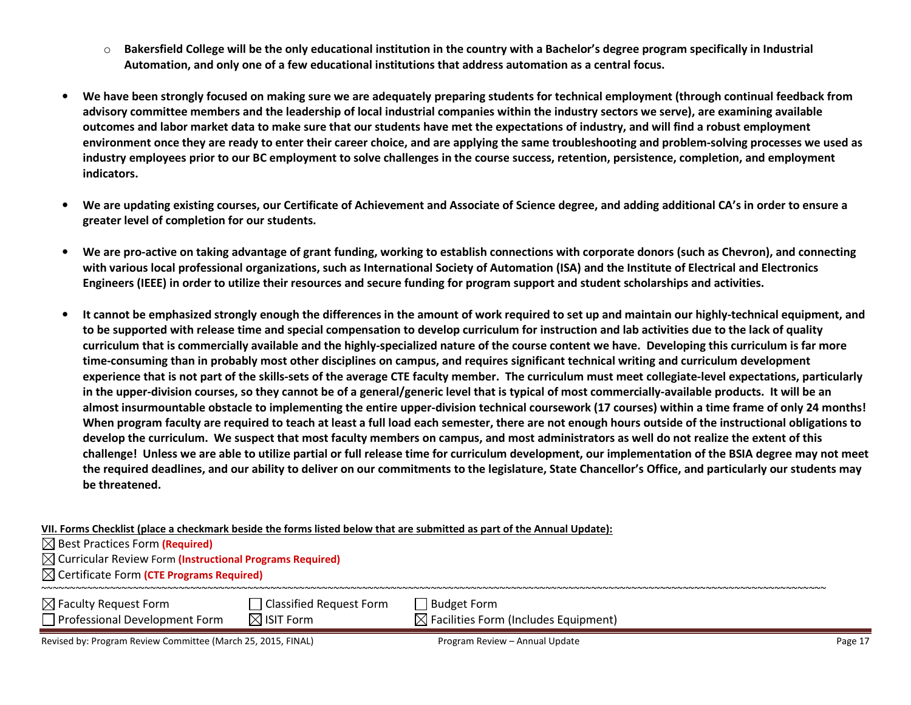- **Bakersfield College will be the only educational institution in the country with a Bachelor's degree program specifically in Industrial Automation, and only one of a few educational institutions that address automation as a central focus.**

- **We have been strongly focused on making sure we are adequately preparing students for technical employment (through continual feedback from advisory committee members and the leadership of local industrial companies within the industry sectors we serve), are examining available outcomes and labor market data to make sure that our students have met the expectations of industry, and will find a robust employment environment once they are ready to enter their career choice, and are applying the same troubleshooting and problem-solving processes we used as industry employees prior to our BC employment to solve challenges in the course success, retention, persistence, completion, and employment indicators.**

- **We are updating existing courses, our Certificate of Achievement and Associate of Science degree, and adding additional CA's in order to ensure a greater level of completion for our students.**

- **We are pro-active on taking advantage of grant funding, working to establish connections with corporate donors (such as Chevron), and connecting with various local professional organizations, such as International Society of Automation (ISA) and the Institute of Electrical and Electronics Engineers (IEEE) in order to utilize their resources and secure funding for program support and student scholarships and activities.**

- **It cannot be emphasized strongly enough the differences in the amount of work required to set up and maintain our highly-technical equipment, and to be supported with release time and special compensation to develop curriculum for instruction and lab activities due to the lack of quality curriculum that is commercially available and the highly-specialized nature of the course content we have. Developing this curriculum is far more time-consuming than in probably most other disciplines on campus, and requires significant technical writing and curriculum development experience that is not part of the skills-sets of the average CTE faculty member. The curriculum must meet collegiate-level expectations, particularly in the upper-division courses, so they cannot be of a general/generic level that is typical of most commercially-available products. It will be an almost insurmountable obstacle to implementing the entire upper-division technical coursework (17 courses) within a time frame of only 24 months! When program faculty are required to teach at least a full load each semester, there are not enough hours outside of the instructional obligations to develop the curriculum. We suspect that most faculty members on campus, and most administrators as well do not realize the extent of this challenge! Unless we are able to utilize partial or full release time for curriculum development, our implementation of the BSIA degree may not meet the required deadlines, and our ability to deliver on our commitments to the legislature, State Chancellor's Office, and particularly our students may be threatened.**

**VII. Forms Checklist (place a checkmark beside the forms listed below that are submitted as part of the Annual Update):**

☒ Best Practices Form **(Required)**
☒ Curricular Review Form **(Instructional Programs Required)**
☒ Certificate Form **(CTE Programs Required)**

~~~~~~~~~~~~~~~~~~~~~~~~~~~~~~~~~~~~~~~~~~~~~~~~~~~~~~~~~~~~~~~~~~~~~~~~~~~~~~~~~~~~~~~~~~~~~~~~~~~~~~~~~~~~~~~~~~~~~~~~~~~~~~~~~~~~~~~~~~~~

☒ Faculty Request Form ☐ Classified Request Form ☐ Budget Form
☐ Professional Development Form ☒ ISIT Form ☒ Facilities Form (Includes Equipment)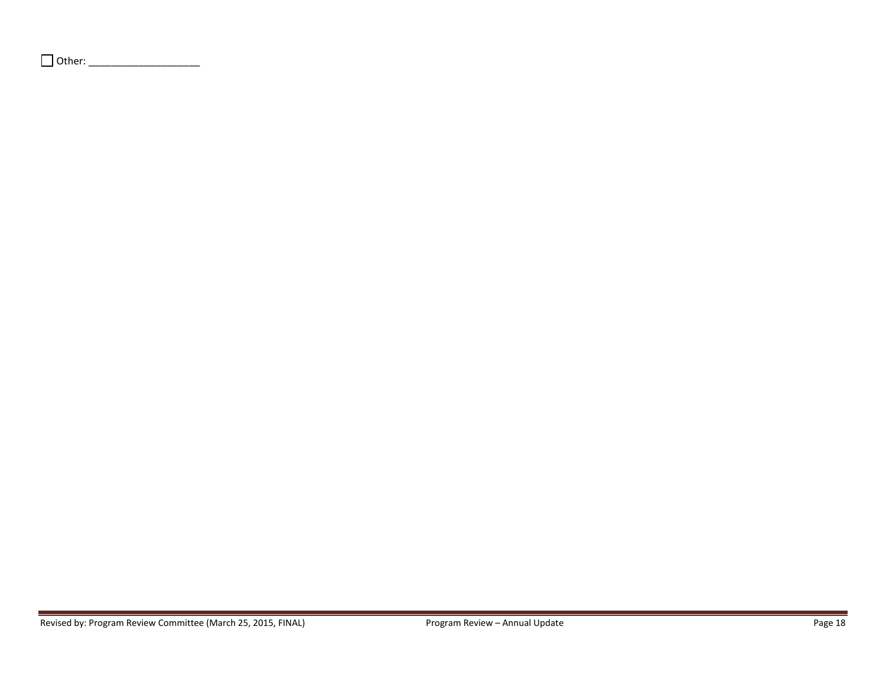☐ Other: ____________________